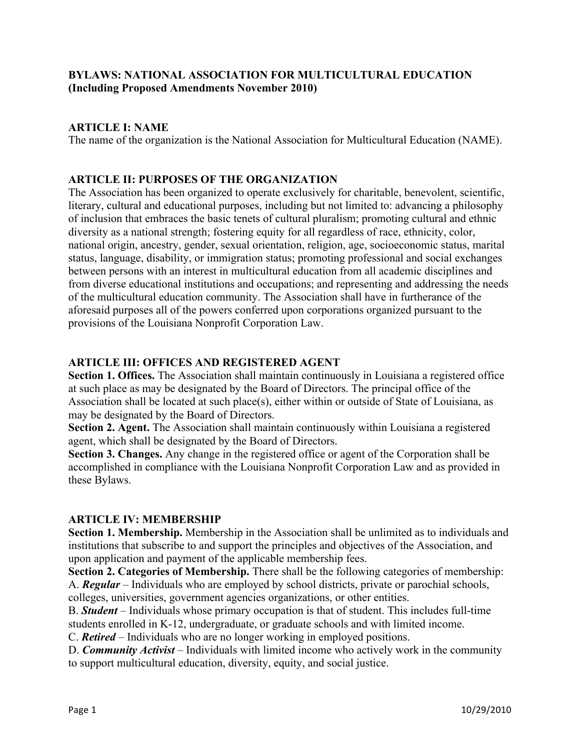# BYLAWS: NATIONAL ASSOCIATION FOR MULTICULTURAL EDUCATION (Including Proposed Amendments November 2010)

## ARTICLE I: NAME

The name of the organization is the National Association for Multicultural Education (NAME).

## ARTICLE II: PURPOSES OF THE ORGANIZATION

The Association has been organized to operate exclusively for charitable, benevolent, scientific, literary, cultural and educational purposes, including but not limited to: advancing a philosophy of inclusion that embraces the basic tenets of cultural pluralism; promoting cultural and ethnic diversity as a national strength; fostering equity for all regardless of race, ethnicity, color, national origin, ancestry, gender, sexual orientation, religion, age, socioeconomic status, marital status, language, disability, or immigration status; promoting professional and social exchanges between persons with an interest in multicultural education from all academic disciplines and from diverse educational institutions and occupations; and representing and addressing the needs of the multicultural education community. The Association shall have in furtherance of the aforesaid purposes all of the powers conferred upon corporations organized pursuant to the provisions of the Louisiana Nonprofit Corporation Law.

## ARTICLE III: OFFICES AND REGISTERED AGENT

**Section 1. Offices.** The Association shall maintain continuously in Louisiana a registered office at such place as may be designated by the Board of Directors. The principal office of the Association shall be located at such place(s), either within or outside of State of Louisiana, as may be designated by the Board of Directors.

**Section 2. Agent.** The Association shall maintain continuously within Louisiana a registered agent, which shall be designated by the Board of Directors.

**Section 3. Changes.** Any change in the registered office or agent of the Corporation shall be accomplished in compliance with the Louisiana Nonprofit Corporation Law and as provided in these Bylaws.

## ARTICLE IV: MEMBERSHIP

**Section 1. Membership.** Membership in the Association shall be unlimited as to individuals and institutions that subscribe to and support the principles and objectives of the Association, and upon application and payment of the applicable membership fees.

**Section 2. Categories of Membership.** There shall be the following categories of membership:

A. ***Regular*** – Individuals who are employed by school districts, private or parochial schools, colleges, universities, government agencies organizations, or other entities.

B. ***Student*** – Individuals whose primary occupation is that of student. This includes full-time students enrolled in K-12, undergraduate, or graduate schools and with limited income.

C. ***Retired*** – Individuals who are no longer working in employed positions.

D. ***Community Activist*** – Individuals with limited income who actively work in the community to support multicultural education, diversity, equity, and social justice.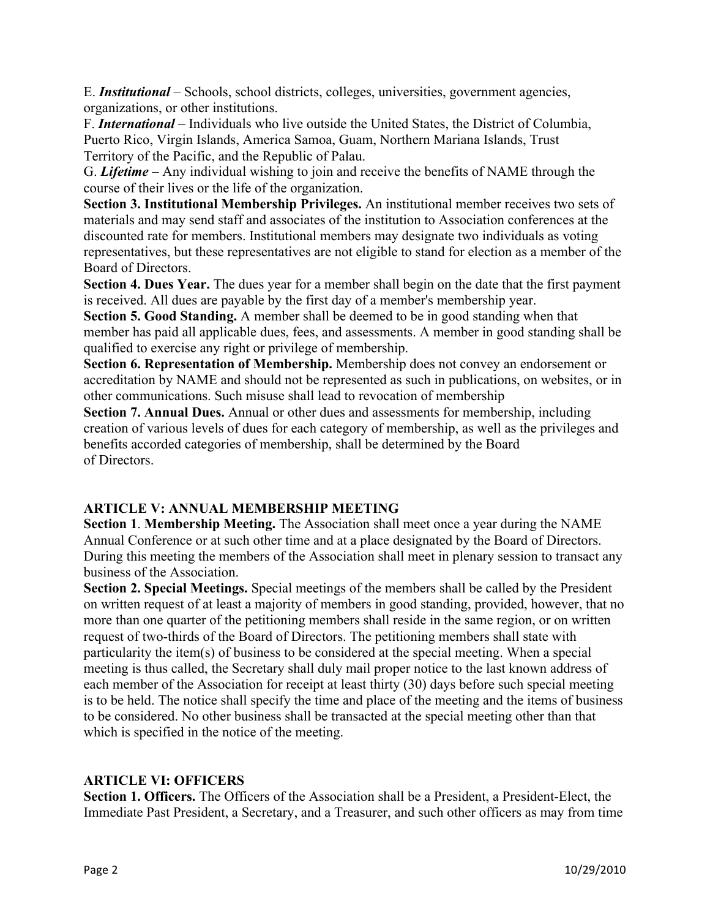E. ***Institutional*** – Schools, school districts, colleges, universities, government agencies, organizations, or other institutions.

F. ***International*** – Individuals who live outside the United States, the District of Columbia, Puerto Rico, Virgin Islands, America Samoa, Guam, Northern Mariana Islands, Trust Territory of the Pacific, and the Republic of Palau.

G. ***Lifetime*** – Any individual wishing to join and receive the benefits of NAME through the course of their lives or the life of the organization.

**Section 3. Institutional Membership Privileges.** An institutional member receives two sets of materials and may send staff and associates of the institution to Association conferences at the discounted rate for members. Institutional members may designate two individuals as voting representatives, but these representatives are not eligible to stand for election as a member of the Board of Directors.

**Section 4. Dues Year.** The dues year for a member shall begin on the date that the first payment is received. All dues are payable by the first day of a member's membership year.

**Section 5. Good Standing.** A member shall be deemed to be in good standing when that member has paid all applicable dues, fees, and assessments. A member in good standing shall be qualified to exercise any right or privilege of membership.

**Section 6. Representation of Membership.** Membership does not convey an endorsement or accreditation by NAME and should not be represented as such in publications, on websites, or in other communications. Such misuse shall lead to revocation of membership

**Section 7. Annual Dues.** Annual or other dues and assessments for membership, including creation of various levels of dues for each category of membership, as well as the privileges and benefits accorded categories of membership, shall be determined by the Board of Directors.

## ARTICLE V: ANNUAL MEMBERSHIP MEETING

**Section 1**. **Membership Meeting.** The Association shall meet once a year during the NAME Annual Conference or at such other time and at a place designated by the Board of Directors. During this meeting the members of the Association shall meet in plenary session to transact any business of the Association.

**Section 2. Special Meetings.** Special meetings of the members shall be called by the President on written request of at least a majority of members in good standing, provided, however, that no more than one quarter of the petitioning members shall reside in the same region, or on written request of two-thirds of the Board of Directors. The petitioning members shall state with particularity the item(s) of business to be considered at the special meeting. When a special meeting is thus called, the Secretary shall duly mail proper notice to the last known address of each member of the Association for receipt at least thirty (30) days before such special meeting is to be held. The notice shall specify the time and place of the meeting and the items of business to be considered. No other business shall be transacted at the special meeting other than that which is specified in the notice of the meeting.

## ARTICLE VI: OFFICERS

**Section 1. Officers.** The Officers of the Association shall be a President, a President-Elect, the Immediate Past President, a Secretary, and a Treasurer, and such other officers as may from time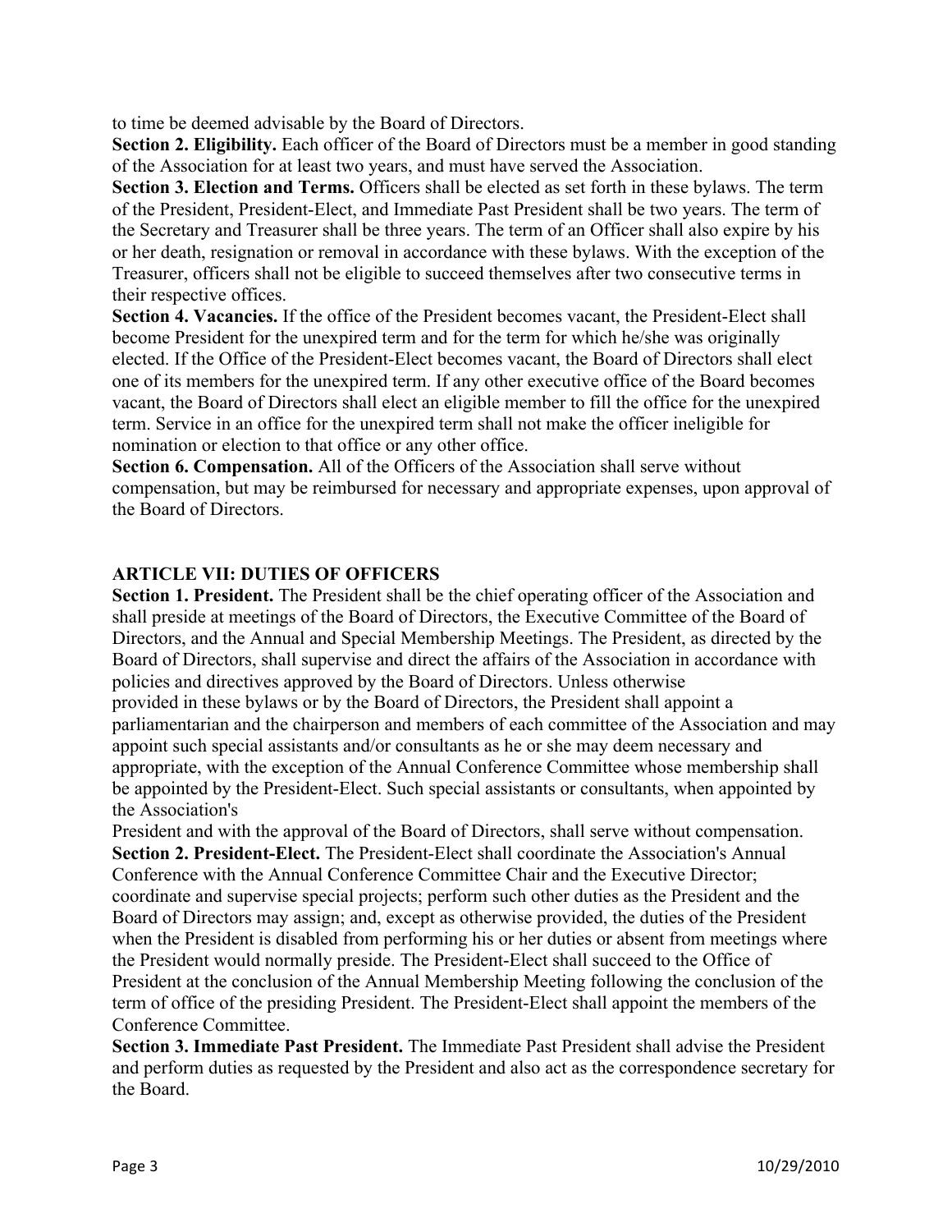to time be deemed advisable by the Board of Directors.

**Section 2. Eligibility.** Each officer of the Board of Directors must be a member in good standing of the Association for at least two years, and must have served the Association.

**Section 3. Election and Terms.** Officers shall be elected as set forth in these bylaws. The term of the President, President-Elect, and Immediate Past President shall be two years. The term of the Secretary and Treasurer shall be three years. The term of an Officer shall also expire by his or her death, resignation or removal in accordance with these bylaws. With the exception of the Treasurer, officers shall not be eligible to succeed themselves after two consecutive terms in their respective offices.

**Section 4. Vacancies.** If the office of the President becomes vacant, the President-Elect shall become President for the unexpired term and for the term for which he/she was originally elected. If the Office of the President-Elect becomes vacant, the Board of Directors shall elect one of its members for the unexpired term. If any other executive office of the Board becomes vacant, the Board of Directors shall elect an eligible member to fill the office for the unexpired term. Service in an office for the unexpired term shall not make the officer ineligible for nomination or election to that office or any other office.

**Section 6. Compensation.** All of the Officers of the Association shall serve without compensation, but may be reimbursed for necessary and appropriate expenses, upon approval of the Board of Directors.

## ARTICLE VII: DUTIES OF OFFICERS

**Section 1. President.** The President shall be the chief operating officer of the Association and shall preside at meetings of the Board of Directors, the Executive Committee of the Board of Directors, and the Annual and Special Membership Meetings. The President, as directed by the Board of Directors, shall supervise and direct the affairs of the Association in accordance with policies and directives approved by the Board of Directors. Unless otherwise provided in these bylaws or by the Board of Directors, the President shall appoint a parliamentarian and the chairperson and members of each committee of the Association and may appoint such special assistants and/or consultants as he or she may deem necessary and appropriate, with the exception of the Annual Conference Committee whose membership shall be appointed by the President-Elect. Such special assistants or consultants, when appointed by the Association's President and with the approval of the Board of Directors, shall serve without compensation.

**Section 2. President-Elect.** The President-Elect shall coordinate the Association's Annual Conference with the Annual Conference Committee Chair and the Executive Director; coordinate and supervise special projects; perform such other duties as the President and the Board of Directors may assign; and, except as otherwise provided, the duties of the President when the President is disabled from performing his or her duties or absent from meetings where the President would normally preside. The President-Elect shall succeed to the Office of President at the conclusion of the Annual Membership Meeting following the conclusion of the term of office of the presiding President. The President-Elect shall appoint the members of the Conference Committee.

**Section 3. Immediate Past President.** The Immediate Past President shall advise the President and perform duties as requested by the President and also act as the correspondence secretary for the Board.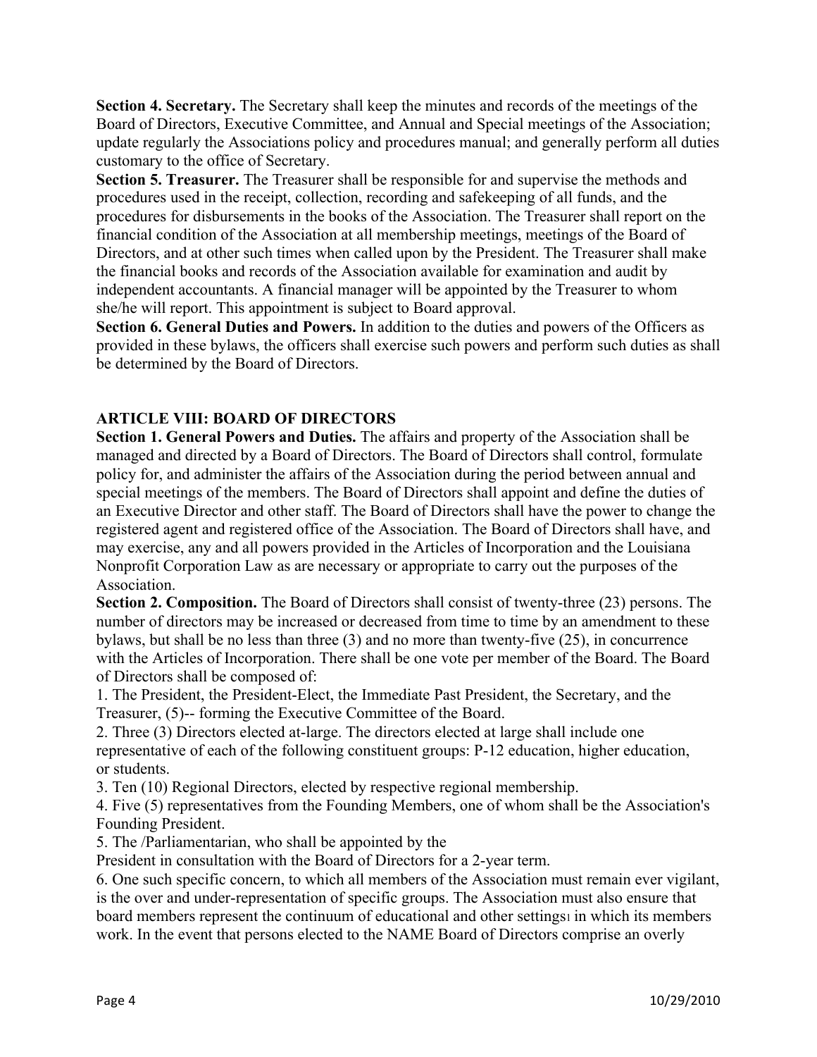**Section 4. Secretary.** The Secretary shall keep the minutes and records of the meetings of the Board of Directors, Executive Committee, and Annual and Special meetings of the Association; update regularly the Associations policy and procedures manual; and generally perform all duties customary to the office of Secretary.

**Section 5. Treasurer.** The Treasurer shall be responsible for and supervise the methods and procedures used in the receipt, collection, recording and safekeeping of all funds, and the procedures for disbursements in the books of the Association. The Treasurer shall report on the financial condition of the Association at all membership meetings, meetings of the Board of Directors, and at other such times when called upon by the President. The Treasurer shall make the financial books and records of the Association available for examination and audit by independent accountants. A financial manager will be appointed by the Treasurer to whom she/he will report. This appointment is subject to Board approval.

**Section 6. General Duties and Powers.** In addition to the duties and powers of the Officers as provided in these bylaws, the officers shall exercise such powers and perform such duties as shall be determined by the Board of Directors.

## ARTICLE VIII: BOARD OF DIRECTORS

**Section 1. General Powers and Duties.** The affairs and property of the Association shall be managed and directed by a Board of Directors. The Board of Directors shall control, formulate policy for, and administer the affairs of the Association during the period between annual and special meetings of the members. The Board of Directors shall appoint and define the duties of an Executive Director and other staff. The Board of Directors shall have the power to change the registered agent and registered office of the Association. The Board of Directors shall have, and may exercise, any and all powers provided in the Articles of Incorporation and the Louisiana Nonprofit Corporation Law as are necessary or appropriate to carry out the purposes of the Association.

**Section 2. Composition.** The Board of Directors shall consist of twenty-three (23) persons. The number of directors may be increased or decreased from time to time by an amendment to these bylaws, but shall be no less than three (3) and no more than twenty-five (25), in concurrence with the Articles of Incorporation. There shall be one vote per member of the Board. The Board of Directors shall be composed of:

1. The President, the President-Elect, the Immediate Past President, the Secretary, and the Treasurer, (5)-- forming the Executive Committee of the Board.
2. Three (3) Directors elected at-large. The directors elected at large shall include one representative of each of the following constituent groups: P-12 education, higher education, or students.
3. Ten (10) Regional Directors, elected by respective regional membership.
4. Five (5) representatives from the Founding Members, one of whom shall be the Association's Founding President.
5. The /Parliamentarian, who shall be appointed by the President in consultation with the Board of Directors for a 2-year term.
6. One such specific concern, to which all members of the Association must remain ever vigilant, is the over and under-representation of specific groups. The Association must also ensure that board members represent the continuum of educational and other settings[1] in which its members work. In the event that persons elected to the NAME Board of Directors comprise an overly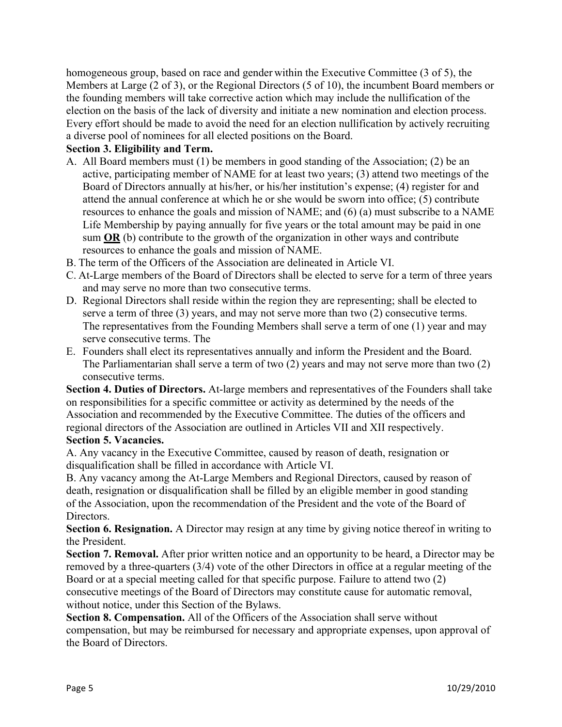homogeneous group, based on race and gender within the Executive Committee (3 of 5), the Members at Large (2 of 3), or the Regional Directors (5 of 10), the incumbent Board members or the founding members will take corrective action which may include the nullification of the election on the basis of the lack of diversity and initiate a new nomination and election process. Every effort should be made to avoid the need for an election nullification by actively recruiting a diverse pool of nominees for all elected positions on the Board.

**Section 3. Eligibility and Term.**

A. All Board members must (1) be members in good standing of the Association; (2) be an active, participating member of NAME for at least two years; (3) attend two meetings of the Board of Directors annually at his/her, or his/her institution's expense; (4) register for and attend the annual conference at which he or she would be sworn into office; (5) contribute resources to enhance the goals and mission of NAME; and (6) (a) must subscribe to a NAME Life Membership by paying annually for five years or the total amount may be paid in one sum **OR** (b) contribute to the growth of the organization in other ways and contribute resources to enhance the goals and mission of NAME.

B. The term of the Officers of the Association are delineated in Article VI.

C. At-Large members of the Board of Directors shall be elected to serve for a term of three years and may serve no more than two consecutive terms.

D. Regional Directors shall reside within the region they are representing; shall be elected to serve a term of three (3) years, and may not serve more than two (2) consecutive terms. The representatives from the Founding Members shall serve a term of one (1) year and may serve consecutive terms. The

E. Founders shall elect its representatives annually and inform the President and the Board. The Parliamentarian shall serve a term of two (2) years and may not serve more than two (2) consecutive terms.

**Section 4. Duties of Directors.** At-large members and representatives of the Founders shall take on responsibilities for a specific committee or activity as determined by the needs of the Association and recommended by the Executive Committee. The duties of the officers and regional directors of the Association are outlined in Articles VII and XII respectively.

**Section 5. Vacancies.**

A. Any vacancy in the Executive Committee, caused by reason of death, resignation or disqualification shall be filled in accordance with Article VI.

B. Any vacancy among the At-Large Members and Regional Directors, caused by reason of death, resignation or disqualification shall be filled by an eligible member in good standing of the Association, upon the recommendation of the President and the vote of the Board of Directors.

**Section 6. Resignation.** A Director may resign at any time by giving notice thereof in writing to the President.

**Section 7. Removal.** After prior written notice and an opportunity to be heard, a Director may be removed by a three-quarters (3/4) vote of the other Directors in office at a regular meeting of the Board or at a special meeting called for that specific purpose. Failure to attend two (2) consecutive meetings of the Board of Directors may constitute cause for automatic removal, without notice, under this Section of the Bylaws.

**Section 8. Compensation.** All of the Officers of the Association shall serve without compensation, but may be reimbursed for necessary and appropriate expenses, upon approval of the Board of Directors.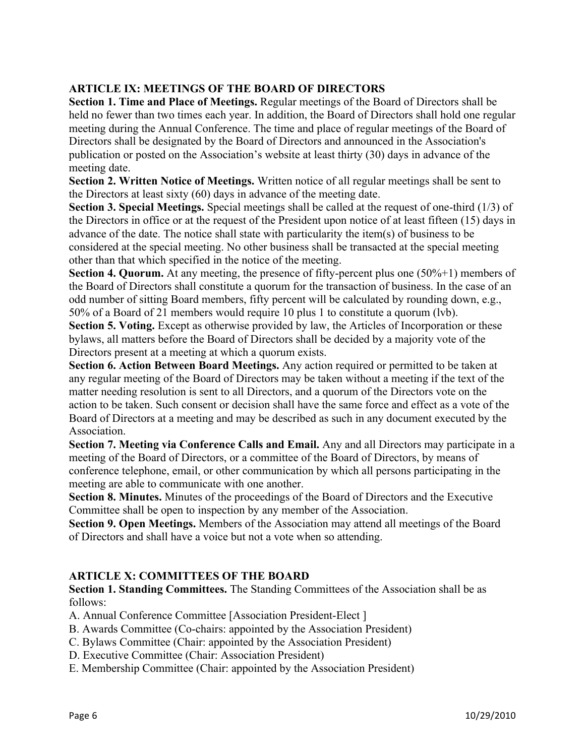## ARTICLE IX: MEETINGS OF THE BOARD OF DIRECTORS

**Section 1. Time and Place of Meetings.** Regular meetings of the Board of Directors shall be held no fewer than two times each year. In addition, the Board of Directors shall hold one regular meeting during the Annual Conference. The time and place of regular meetings of the Board of Directors shall be designated by the Board of Directors and announced in the Association's publication or posted on the Association's website at least thirty (30) days in advance of the meeting date.

**Section 2. Written Notice of Meetings.** Written notice of all regular meetings shall be sent to the Directors at least sixty (60) days in advance of the meeting date.

**Section 3. Special Meetings.** Special meetings shall be called at the request of one-third (1/3) of the Directors in office or at the request of the President upon notice of at least fifteen (15) days in advance of the date. The notice shall state with particularity the item(s) of business to be considered at the special meeting. No other business shall be transacted at the special meeting other than that which specified in the notice of the meeting.

**Section 4. Quorum.** At any meeting, the presence of fifty-percent plus one (50%+1) members of the Board of Directors shall constitute a quorum for the transaction of business. In the case of an odd number of sitting Board members, fifty percent will be calculated by rounding down, e.g., 50% of a Board of 21 members would require 10 plus 1 to constitute a quorum (lvb).

**Section 5. Voting.** Except as otherwise provided by law, the Articles of Incorporation or these bylaws, all matters before the Board of Directors shall be decided by a majority vote of the Directors present at a meeting at which a quorum exists.

**Section 6. Action Between Board Meetings.** Any action required or permitted to be taken at any regular meeting of the Board of Directors may be taken without a meeting if the text of the matter needing resolution is sent to all Directors, and a quorum of the Directors vote on the action to be taken. Such consent or decision shall have the same force and effect as a vote of the Board of Directors at a meeting and may be described as such in any document executed by the Association.

**Section 7. Meeting via Conference Calls and Email.** Any and all Directors may participate in a meeting of the Board of Directors, or a committee of the Board of Directors, by means of conference telephone, email, or other communication by which all persons participating in the meeting are able to communicate with one another.

**Section 8. Minutes.** Minutes of the proceedings of the Board of Directors and the Executive Committee shall be open to inspection by any member of the Association.

**Section 9. Open Meetings.** Members of the Association may attend all meetings of the Board of Directors and shall have a voice but not a vote when so attending.

## ARTICLE X: COMMITTEES OF THE BOARD

**Section 1. Standing Committees.** The Standing Committees of the Association shall be as follows:

A. Annual Conference Committee [Association President-Elect ]
B. Awards Committee (Co-chairs: appointed by the Association President)
C. Bylaws Committee (Chair: appointed by the Association President)
D. Executive Committee (Chair: Association President)
E. Membership Committee (Chair: appointed by the Association President)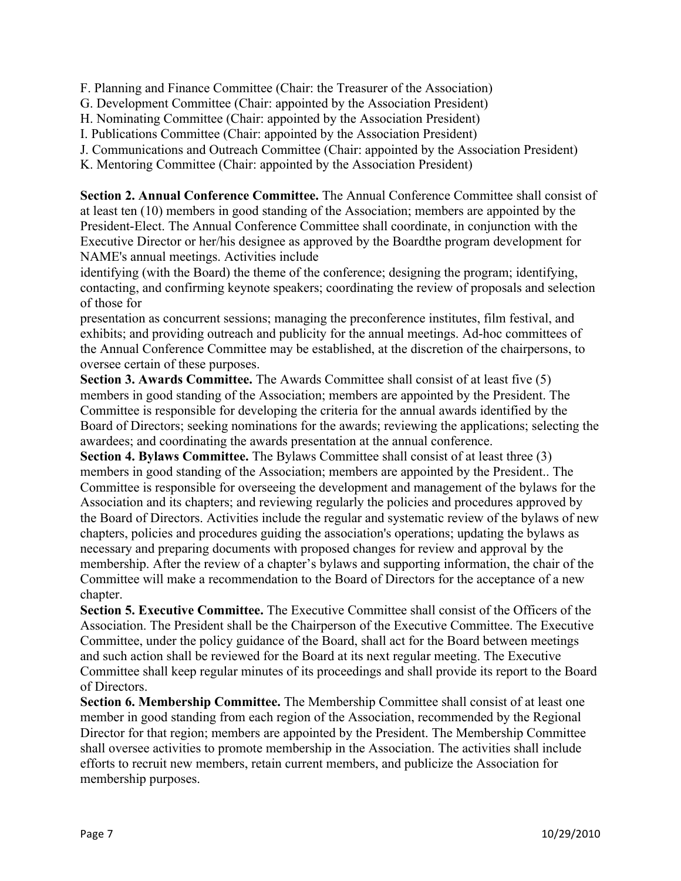F. Planning and Finance Committee (Chair: the Treasurer of the Association)
G. Development Committee (Chair: appointed by the Association President)
H. Nominating Committee (Chair: appointed by the Association President)
I. Publications Committee (Chair: appointed by the Association President)
J. Communications and Outreach Committee (Chair: appointed by the Association President)
K. Mentoring Committee (Chair: appointed by the Association President)

**Section 2. Annual Conference Committee.** The Annual Conference Committee shall consist of at least ten (10) members in good standing of the Association; members are appointed by the President-Elect. The Annual Conference Committee shall coordinate, in conjunction with the Executive Director or her/his designee as approved by the Boardthe program development for NAME's annual meetings. Activities include identifying (with the Board) the theme of the conference; designing the program; identifying, contacting, and confirming keynote speakers; coordinating the review of proposals and selection of those for presentation as concurrent sessions; managing the preconference institutes, film festival, and exhibits; and providing outreach and publicity for the annual meetings. Ad-hoc committees of the Annual Conference Committee may be established, at the discretion of the chairpersons, to oversee certain of these purposes.

**Section 3. Awards Committee.** The Awards Committee shall consist of at least five (5) members in good standing of the Association; members are appointed by the President. The Committee is responsible for developing the criteria for the annual awards identified by the Board of Directors; seeking nominations for the awards; reviewing the applications; selecting the awardees; and coordinating the awards presentation at the annual conference.

**Section 4. Bylaws Committee.** The Bylaws Committee shall consist of at least three (3) members in good standing of the Association; members are appointed by the President.. The Committee is responsible for overseeing the development and management of the bylaws for the Association and its chapters; and reviewing regularly the policies and procedures approved by the Board of Directors. Activities include the regular and systematic review of the bylaws of new chapters, policies and procedures guiding the association's operations; updating the bylaws as necessary and preparing documents with proposed changes for review and approval by the membership. After the review of a chapter's bylaws and supporting information, the chair of the Committee will make a recommendation to the Board of Directors for the acceptance of a new chapter.

**Section 5. Executive Committee.** The Executive Committee shall consist of the Officers of the Association. The President shall be the Chairperson of the Executive Committee. The Executive Committee, under the policy guidance of the Board, shall act for the Board between meetings and such action shall be reviewed for the Board at its next regular meeting. The Executive Committee shall keep regular minutes of its proceedings and shall provide its report to the Board of Directors.

**Section 6. Membership Committee.** The Membership Committee shall consist of at least one member in good standing from each region of the Association, recommended by the Regional Director for that region; members are appointed by the President. The Membership Committee shall oversee activities to promote membership in the Association. The activities shall include efforts to recruit new members, retain current members, and publicize the Association for membership purposes.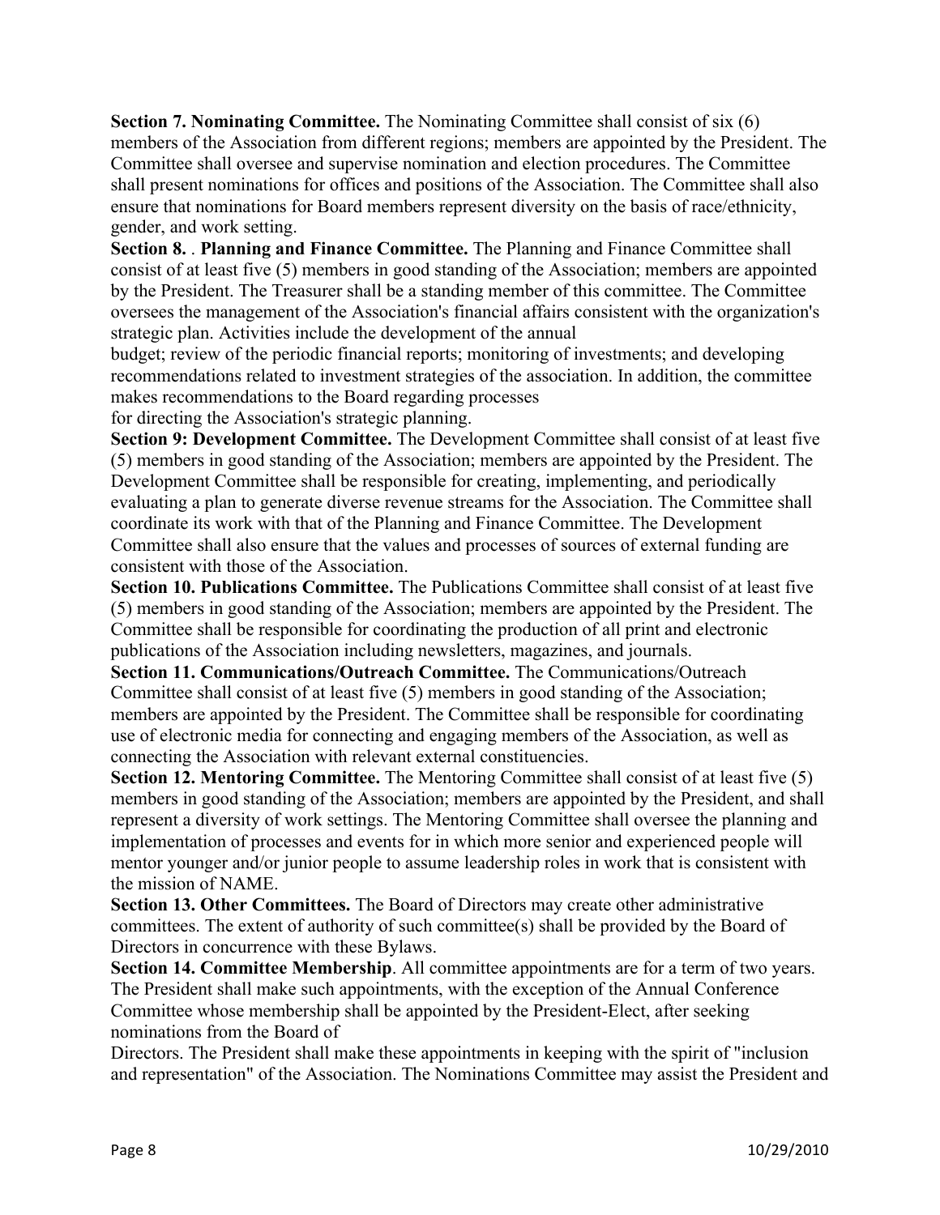**Section 7. Nominating Committee.** The Nominating Committee shall consist of six (6) members of the Association from different regions; members are appointed by the President. The Committee shall oversee and supervise nomination and election procedures. The Committee shall present nominations for offices and positions of the Association. The Committee shall also ensure that nominations for Board members represent diversity on the basis of race/ethnicity, gender, and work setting.

**Section 8.** . **Planning and Finance Committee.** The Planning and Finance Committee shall consist of at least five (5) members in good standing of the Association; members are appointed by the President. The Treasurer shall be a standing member of this committee. The Committee oversees the management of the Association's financial affairs consistent with the organization's strategic plan. Activities include the development of the annual budget; review of the periodic financial reports; monitoring of investments; and developing recommendations related to investment strategies of the association. In addition, the committee makes recommendations to the Board regarding processes for directing the Association's strategic planning.

**Section 9: Development Committee.** The Development Committee shall consist of at least five (5) members in good standing of the Association; members are appointed by the President. The Development Committee shall be responsible for creating, implementing, and periodically evaluating a plan to generate diverse revenue streams for the Association. The Committee shall coordinate its work with that of the Planning and Finance Committee. The Development Committee shall also ensure that the values and processes of sources of external funding are consistent with those of the Association.

**Section 10. Publications Committee.** The Publications Committee shall consist of at least five (5) members in good standing of the Association; members are appointed by the President. The Committee shall be responsible for coordinating the production of all print and electronic publications of the Association including newsletters, magazines, and journals.

**Section 11. Communications/Outreach Committee.** The Communications/Outreach Committee shall consist of at least five (5) members in good standing of the Association; members are appointed by the President. The Committee shall be responsible for coordinating use of electronic media for connecting and engaging members of the Association, as well as connecting the Association with relevant external constituencies.

**Section 12. Mentoring Committee.** The Mentoring Committee shall consist of at least five (5) members in good standing of the Association; members are appointed by the President, and shall represent a diversity of work settings. The Mentoring Committee shall oversee the planning and implementation of processes and events for in which more senior and experienced people will mentor younger and/or junior people to assume leadership roles in work that is consistent with the mission of NAME.

**Section 13. Other Committees.** The Board of Directors may create other administrative committees. The extent of authority of such committee(s) shall be provided by the Board of Directors in concurrence with these Bylaws.

**Section 14. Committee Membership**. All committee appointments are for a term of two years. The President shall make such appointments, with the exception of the Annual Conference Committee whose membership shall be appointed by the President-Elect, after seeking nominations from the Board of Directors. The President shall make these appointments in keeping with the spirit of "inclusion and representation" of the Association. The Nominations Committee may assist the President and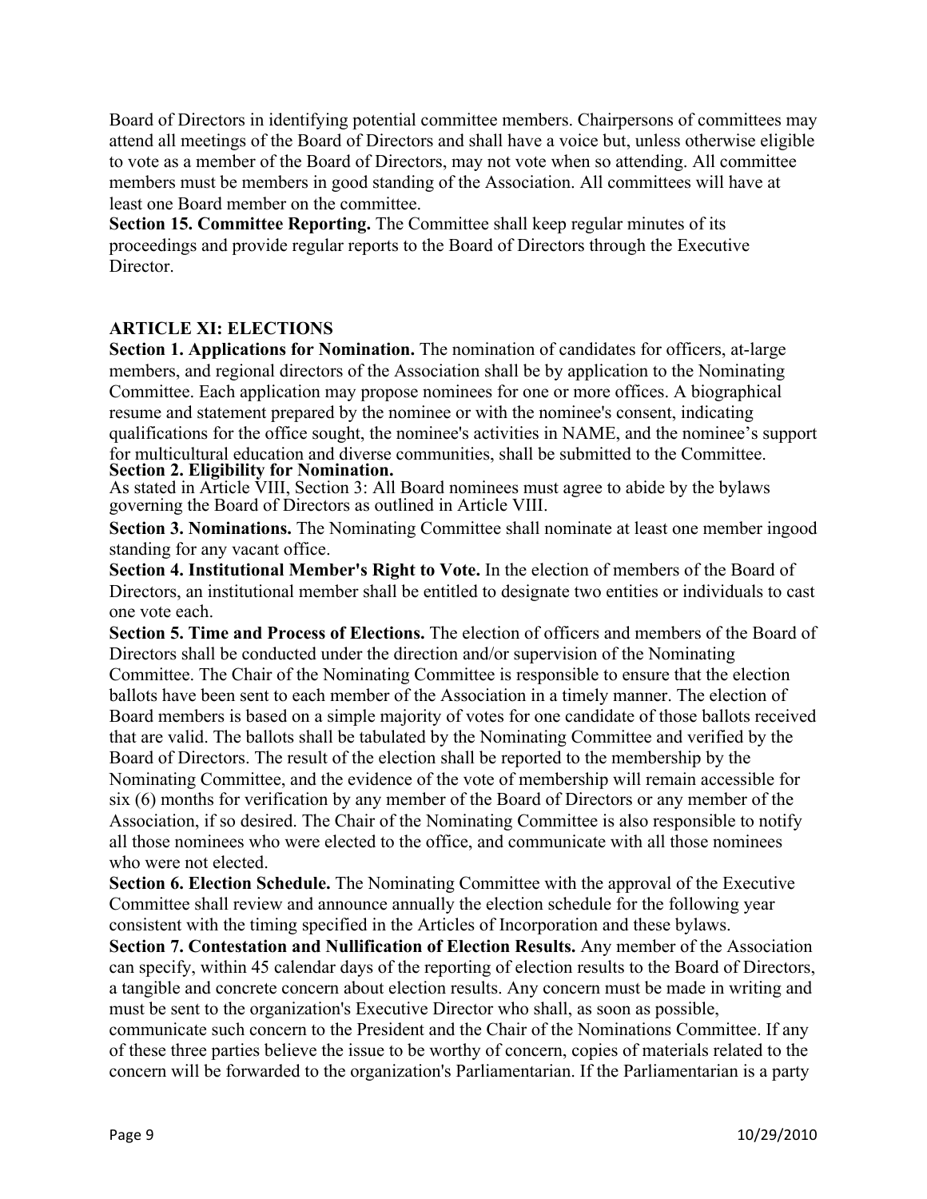Board of Directors in identifying potential committee members. Chairpersons of committees may attend all meetings of the Board of Directors and shall have a voice but, unless otherwise eligible to vote as a member of the Board of Directors, may not vote when so attending. All committee members must be members in good standing of the Association. All committees will have at least one Board member on the committee.

**Section 15. Committee Reporting.** The Committee shall keep regular minutes of its proceedings and provide regular reports to the Board of Directors through the Executive Director.

## ARTICLE XI: ELECTIONS

**Section 1. Applications for Nomination.** The nomination of candidates for officers, at-large members, and regional directors of the Association shall be by application to the Nominating Committee. Each application may propose nominees for one or more offices. A biographical resume and statement prepared by the nominee or with the nominee's consent, indicating qualifications for the office sought, the nominee's activities in NAME, and the nominee's support for multicultural education and diverse communities, shall be submitted to the Committee.

**Section 2. Eligibility for Nomination.**

As stated in Article VIII, Section 3: All Board nominees must agree to abide by the bylaws governing the Board of Directors as outlined in Article VIII.

**Section 3. Nominations.** The Nominating Committee shall nominate at least one member ingood standing for any vacant office.

**Section 4. Institutional Member's Right to Vote.** In the election of members of the Board of Directors, an institutional member shall be entitled to designate two entities or individuals to cast one vote each.

**Section 5. Time and Process of Elections.** The election of officers and members of the Board of Directors shall be conducted under the direction and/or supervision of the Nominating Committee. The Chair of the Nominating Committee is responsible to ensure that the election ballots have been sent to each member of the Association in a timely manner. The election of Board members is based on a simple majority of votes for one candidate of those ballots received that are valid. The ballots shall be tabulated by the Nominating Committee and verified by the Board of Directors. The result of the election shall be reported to the membership by the Nominating Committee, and the evidence of the vote of membership will remain accessible for six (6) months for verification by any member of the Board of Directors or any member of the Association, if so desired. The Chair of the Nominating Committee is also responsible to notify all those nominees who were elected to the office, and communicate with all those nominees who were not elected.

**Section 6. Election Schedule.** The Nominating Committee with the approval of the Executive Committee shall review and announce annually the election schedule for the following year consistent with the timing specified in the Articles of Incorporation and these bylaws.

**Section 7. Contestation and Nullification of Election Results.** Any member of the Association can specify, within 45 calendar days of the reporting of election results to the Board of Directors, a tangible and concrete concern about election results. Any concern must be made in writing and must be sent to the organization's Executive Director who shall, as soon as possible, communicate such concern to the President and the Chair of the Nominations Committee. If any of these three parties believe the issue to be worthy of concern, copies of materials related to the concern will be forwarded to the organization's Parliamentarian. If the Parliamentarian is a party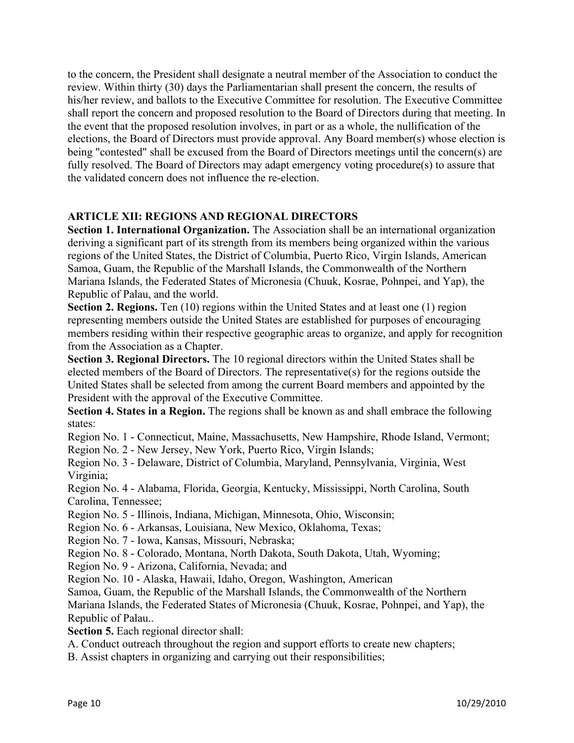to the concern, the President shall designate a neutral member of the Association to conduct the review. Within thirty (30) days the Parliamentarian shall present the concern, the results of his/her review, and ballots to the Executive Committee for resolution. The Executive Committee shall report the concern and proposed resolution to the Board of Directors during that meeting. In the event that the proposed resolution involves, in part or as a whole, the nullification of the elections, the Board of Directors must provide approval. Any Board member(s) whose election is being "contested" shall be excused from the Board of Directors meetings until the concern(s) are fully resolved. The Board of Directors may adapt emergency voting procedure(s) to assure that the validated concern does not influence the re-election.

## ARTICLE XII: REGIONS AND REGIONAL DIRECTORS

**Section 1. International Organization.** The Association shall be an international organization deriving a significant part of its strength from its members being organized within the various regions of the United States, the District of Columbia, Puerto Rico, Virgin Islands, American Samoa, Guam, the Republic of the Marshall Islands, the Commonwealth of the Northern Mariana Islands, the Federated States of Micronesia (Chuuk, Kosrae, Pohnpei, and Yap), the Republic of Palau, and the world.

**Section 2. Regions.** Ten (10) regions within the United States and at least one (1) region representing members outside the United States are established for purposes of encouraging members residing within their respective geographic areas to organize, and apply for recognition from the Association as a Chapter.

**Section 3. Regional Directors.** The 10 regional directors within the United States shall be elected members of the Board of Directors. The representative(s) for the regions outside the United States shall be selected from among the current Board members and appointed by the President with the approval of the Executive Committee.

**Section 4. States in a Region.** The regions shall be known as and shall embrace the following states:

Region No. 1 - Connecticut, Maine, Massachusetts, New Hampshire, Rhode Island, Vermont;
Region No. 2 - New Jersey, New York, Puerto Rico, Virgin Islands;
Region No. 3 - Delaware, District of Columbia, Maryland, Pennsylvania, Virginia, West Virginia;
Region No. 4 - Alabama, Florida, Georgia, Kentucky, Mississippi, North Carolina, South Carolina, Tennessee;
Region No. 5 - Illinois, Indiana, Michigan, Minnesota, Ohio, Wisconsin;
Region No. 6 - Arkansas, Louisiana, New Mexico, Oklahoma, Texas;
Region No. 7 - Iowa, Kansas, Missouri, Nebraska;
Region No. 8 - Colorado, Montana, North Dakota, South Dakota, Utah, Wyoming;
Region No. 9 - Arizona, California, Nevada; and
Region No. 10 - Alaska, Hawaii, Idaho, Oregon, Washington, American Samoa, Guam, the Republic of the Marshall Islands, the Commonwealth of the Northern Mariana Islands, the Federated States of Micronesia (Chuuk, Kosrae, Pohnpei, and Yap), the Republic of Palau..

**Section 5.** Each regional director shall:

A. Conduct outreach throughout the region and support efforts to create new chapters;
B. Assist chapters in organizing and carrying out their responsibilities;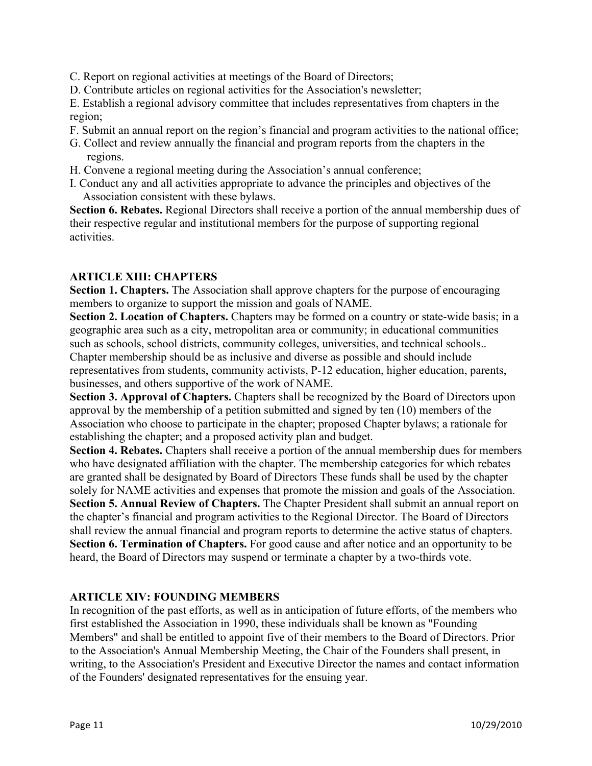C. Report on regional activities at meetings of the Board of Directors;

D. Contribute articles on regional activities for the Association's newsletter;

E. Establish a regional advisory committee that includes representatives from chapters in the region;

F. Submit an annual report on the region's financial and program activities to the national office;

G. Collect and review annually the financial and program reports from the chapters in the regions.

H. Convene a regional meeting during the Association's annual conference;

I. Conduct any and all activities appropriate to advance the principles and objectives of the Association consistent with these bylaws.

**Section 6. Rebates.** Regional Directors shall receive a portion of the annual membership dues of their respective regular and institutional members for the purpose of supporting regional activities.

## ARTICLE XIII: CHAPTERS

**Section 1. Chapters.** The Association shall approve chapters for the purpose of encouraging members to organize to support the mission and goals of NAME.

**Section 2. Location of Chapters.** Chapters may be formed on a country or state-wide basis; in a geographic area such as a city, metropolitan area or community; in educational communities such as schools, school districts, community colleges, universities, and technical schools.. Chapter membership should be as inclusive and diverse as possible and should include representatives from students, community activists, P-12 education, higher education, parents, businesses, and others supportive of the work of NAME.

**Section 3. Approval of Chapters.** Chapters shall be recognized by the Board of Directors upon approval by the membership of a petition submitted and signed by ten (10) members of the Association who choose to participate in the chapter; proposed Chapter bylaws; a rationale for establishing the chapter; and a proposed activity plan and budget.

**Section 4. Rebates.** Chapters shall receive a portion of the annual membership dues for members who have designated affiliation with the chapter. The membership categories for which rebates are granted shall be designated by Board of Directors These funds shall be used by the chapter solely for NAME activities and expenses that promote the mission and goals of the Association.

**Section 5. Annual Review of Chapters.** The Chapter President shall submit an annual report on the chapter's financial and program activities to the Regional Director. The Board of Directors shall review the annual financial and program reports to determine the active status of chapters.

**Section 6. Termination of Chapters.** For good cause and after notice and an opportunity to be heard, the Board of Directors may suspend or terminate a chapter by a two-thirds vote.

## ARTICLE XIV: FOUNDING MEMBERS

In recognition of the past efforts, as well as in anticipation of future efforts, of the members who first established the Association in 1990, these individuals shall be known as "Founding Members" and shall be entitled to appoint five of their members to the Board of Directors. Prior to the Association's Annual Membership Meeting, the Chair of the Founders shall present, in writing, to the Association's President and Executive Director the names and contact information of the Founders' designated representatives for the ensuing year.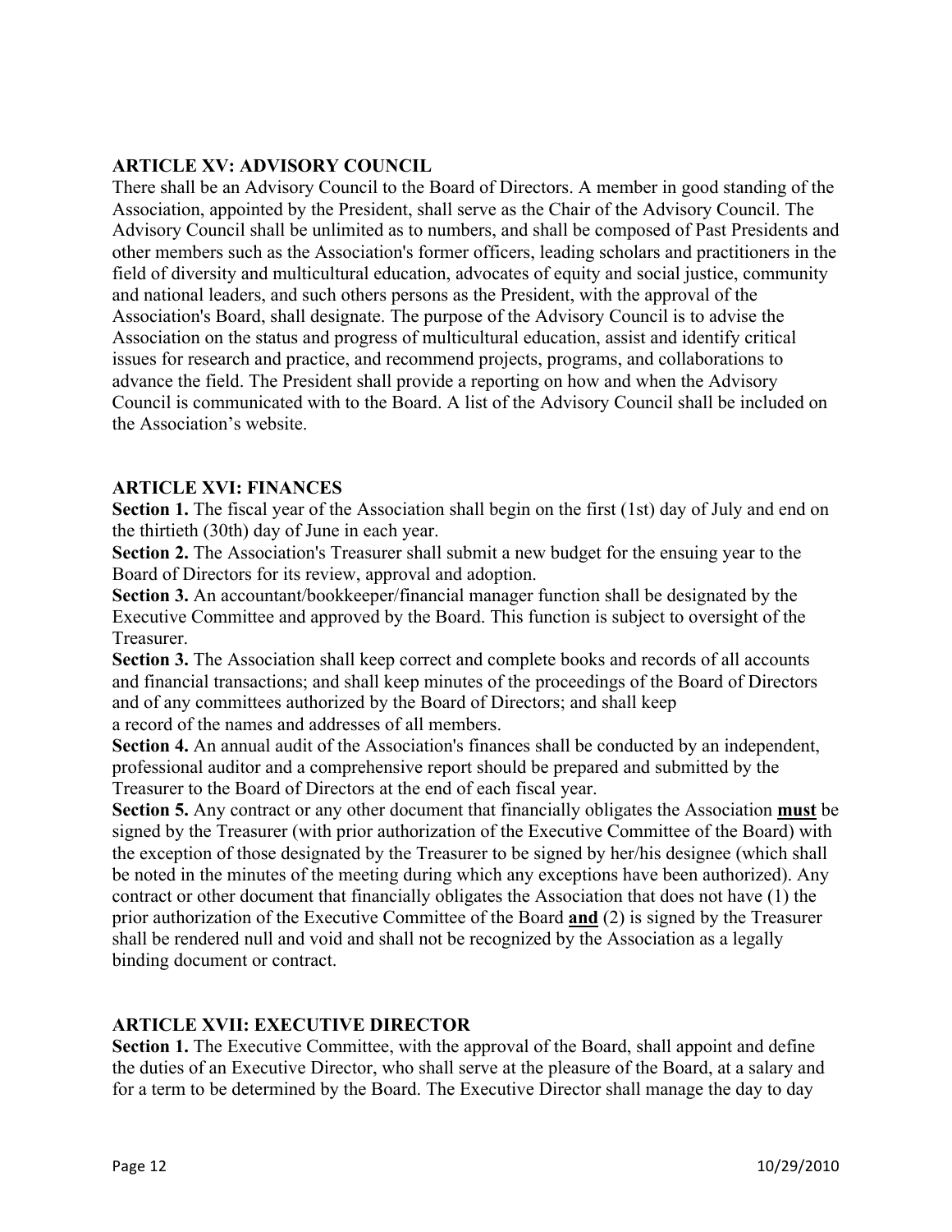## ARTICLE XV: ADVISORY COUNCIL

There shall be an Advisory Council to the Board of Directors. A member in good standing of the Association, appointed by the President, shall serve as the Chair of the Advisory Council. The Advisory Council shall be unlimited as to numbers, and shall be composed of Past Presidents and other members such as the Association's former officers, leading scholars and practitioners in the field of diversity and multicultural education, advocates of equity and social justice, community and national leaders, and such others persons as the President, with the approval of the Association's Board, shall designate. The purpose of the Advisory Council is to advise the Association on the status and progress of multicultural education, assist and identify critical issues for research and practice, and recommend projects, programs, and collaborations to advance the field. The President shall provide a reporting on how and when the Advisory Council is communicated with to the Board. A list of the Advisory Council shall be included on the Association's website.

## ARTICLE XVI: FINANCES

**Section 1.** The fiscal year of the Association shall begin on the first (1st) day of July and end on the thirtieth (30th) day of June in each year.

**Section 2.** The Association's Treasurer shall submit a new budget for the ensuing year to the Board of Directors for its review, approval and adoption.

**Section 3.** An accountant/bookkeeper/financial manager function shall be designated by the Executive Committee and approved by the Board. This function is subject to oversight of the Treasurer.

**Section 3.** The Association shall keep correct and complete books and records of all accounts and financial transactions; and shall keep minutes of the proceedings of the Board of Directors and of any committees authorized by the Board of Directors; and shall keep a record of the names and addresses of all members.

**Section 4.** An annual audit of the Association's finances shall be conducted by an independent, professional auditor and a comprehensive report should be prepared and submitted by the Treasurer to the Board of Directors at the end of each fiscal year.

**Section 5.** Any contract or any other document that financially obligates the Association **<u>must</u>** be signed by the Treasurer (with prior authorization of the Executive Committee of the Board) with the exception of those designated by the Treasurer to be signed by her/his designee (which shall be noted in the minutes of the meeting during which any exceptions have been authorized). Any contract or other document that financially obligates the Association that does not have (1) the prior authorization of the Executive Committee of the Board **<u>and</u>** (2) is signed by the Treasurer shall be rendered null and void and shall not be recognized by the Association as a legally binding document or contract.

## ARTICLE XVII: EXECUTIVE DIRECTOR

**Section 1.** The Executive Committee, with the approval of the Board, shall appoint and define the duties of an Executive Director, who shall serve at the pleasure of the Board, at a salary and for a term to be determined by the Board. The Executive Director shall manage the day to day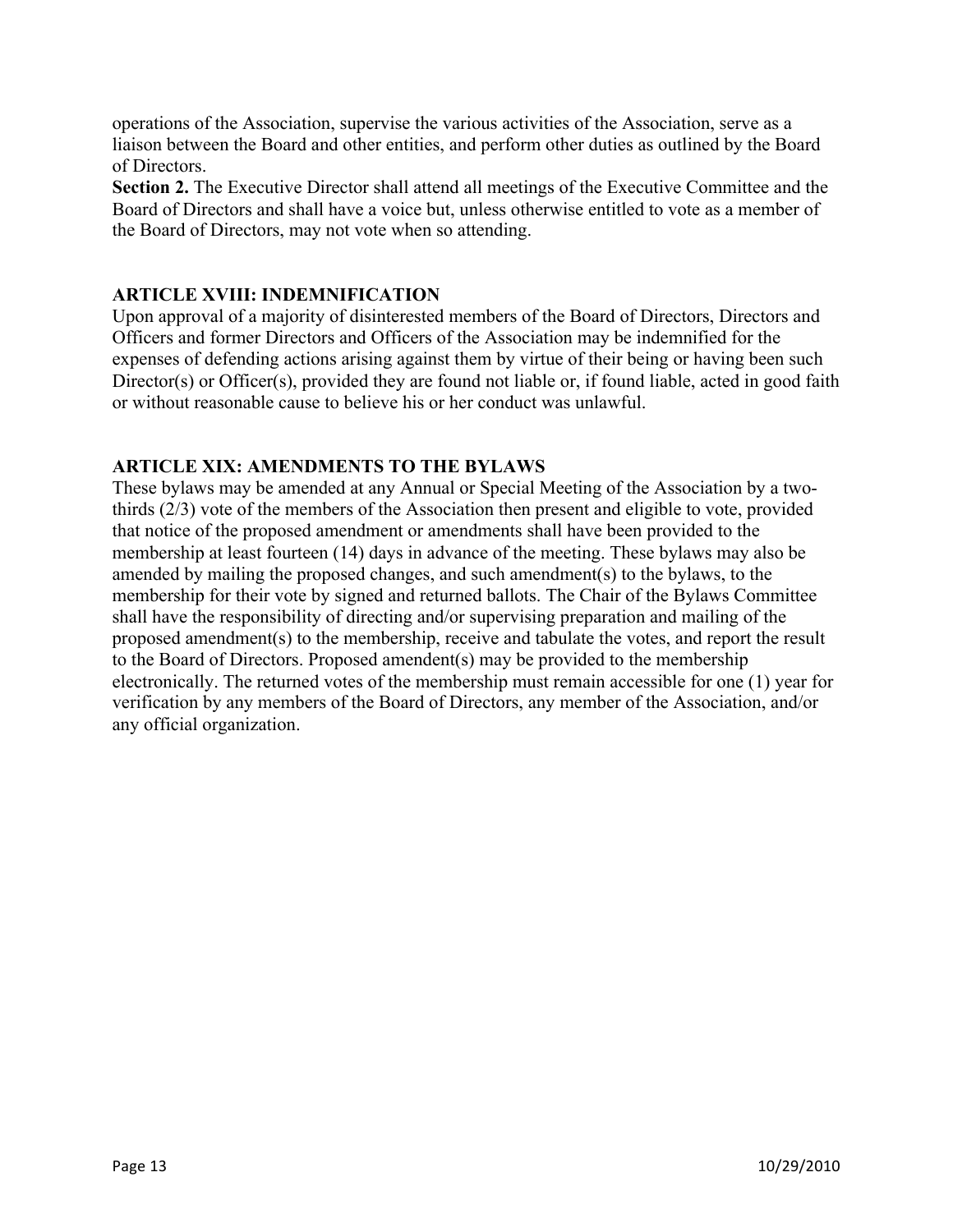operations of the Association, supervise the various activities of the Association, serve as a liaison between the Board and other entities, and perform other duties as outlined by the Board of Directors.

**Section 2.** The Executive Director shall attend all meetings of the Executive Committee and the Board of Directors and shall have a voice but, unless otherwise entitled to vote as a member of the Board of Directors, may not vote when so attending.

## ARTICLE XVIII: INDEMNIFICATION

Upon approval of a majority of disinterested members of the Board of Directors, Directors and Officers and former Directors and Officers of the Association may be indemnified for the expenses of defending actions arising against them by virtue of their being or having been such Director(s) or Officer(s), provided they are found not liable or, if found liable, acted in good faith or without reasonable cause to believe his or her conduct was unlawful.

## ARTICLE XIX: AMENDMENTS TO THE BYLAWS

These bylaws may be amended at any Annual or Special Meeting of the Association by a two-thirds (2/3) vote of the members of the Association then present and eligible to vote, provided that notice of the proposed amendment or amendments shall have been provided to the membership at least fourteen (14) days in advance of the meeting. These bylaws may also be amended by mailing the proposed changes, and such amendment(s) to the bylaws, to the membership for their vote by signed and returned ballots. The Chair of the Bylaws Committee shall have the responsibility of directing and/or supervising preparation and mailing of the proposed amendment(s) to the membership, receive and tabulate the votes, and report the result to the Board of Directors. Proposed amendent(s) may be provided to the membership electronically. The returned votes of the membership must remain accessible for one (1) year for verification by any members of the Board of Directors, any member of the Association, and/or any official organization.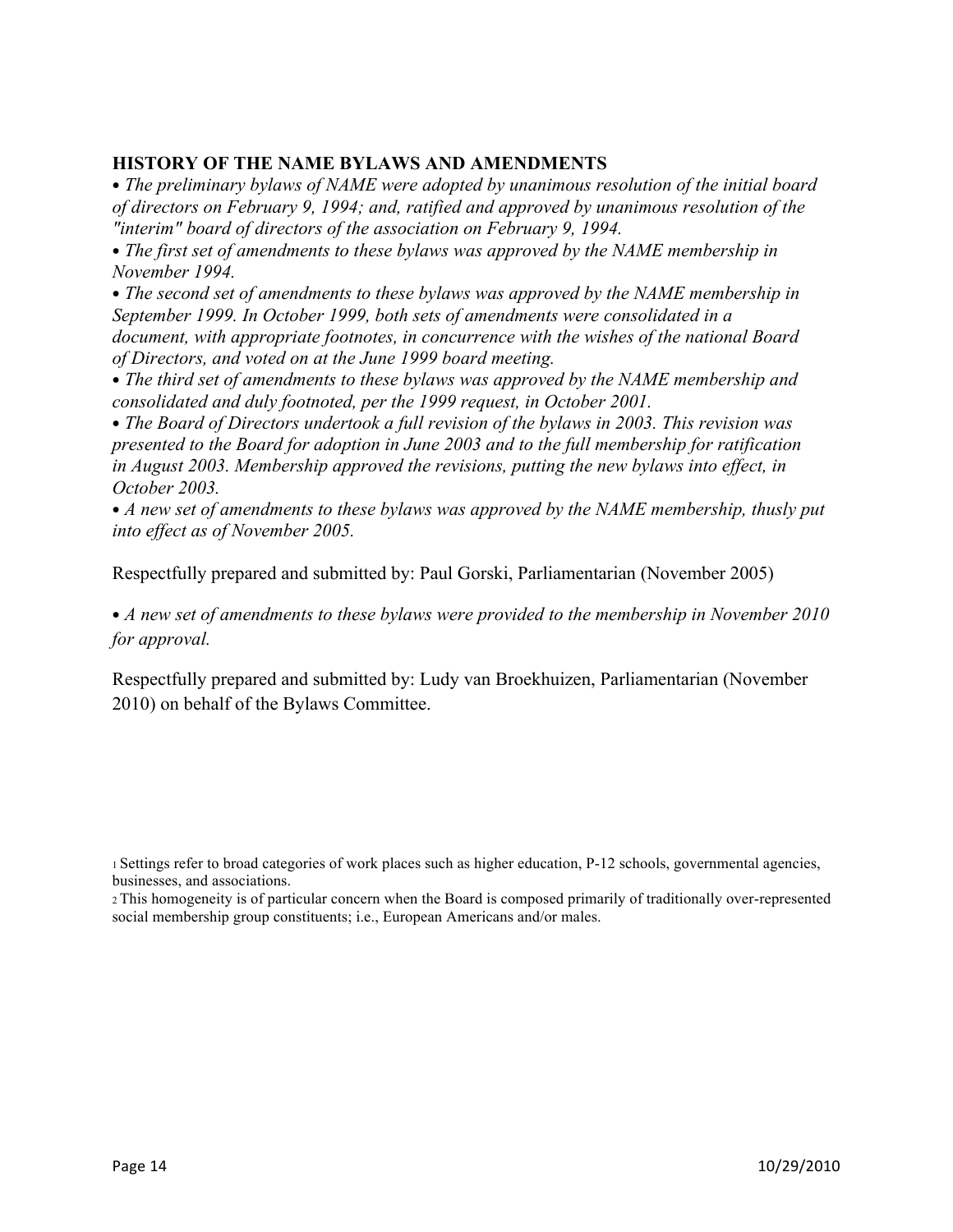## HISTORY OF THE NAME BYLAWS AND AMENDMENTS

- *The preliminary bylaws of NAME were adopted by unanimous resolution of the initial board of directors on February 9, 1994; and, ratified and approved by unanimous resolution of the "interim" board of directors of the association on February 9, 1994.*
- *The first set of amendments to these bylaws was approved by the NAME membership in November 1994.*
- *The second set of amendments to these bylaws was approved by the NAME membership in September 1999. In October 1999, both sets of amendments were consolidated in a document, with appropriate footnotes, in concurrence with the wishes of the national Board of Directors, and voted on at the June 1999 board meeting.*
- *The third set of amendments to these bylaws was approved by the NAME membership and consolidated and duly footnoted, per the 1999 request, in October 2001.*
- *The Board of Directors undertook a full revision of the bylaws in 2003. This revision was presented to the Board for adoption in June 2003 and to the full membership for ratification in August 2003. Membership approved the revisions, putting the new bylaws into effect, in October 2003.*
- *A new set of amendments to these bylaws was approved by the NAME membership, thusly put into effect as of November 2005.*

Respectfully prepared and submitted by: Paul Gorski, Parliamentarian (November 2005)

- *A new set of amendments to these bylaws were provided to the membership in November 2010 for approval.*

Respectfully prepared and submitted by: Ludy van Broekhuizen, Parliamentarian (November 2010) on behalf of the Bylaws Committee.

[1] Settings refer to broad categories of work places such as higher education, P-12 schools, governmental agencies, businesses, and associations.

[2] This homogeneity is of particular concern when the Board is composed primarily of traditionally over-represented social membership group constituents; i.e., European Americans and/or males.